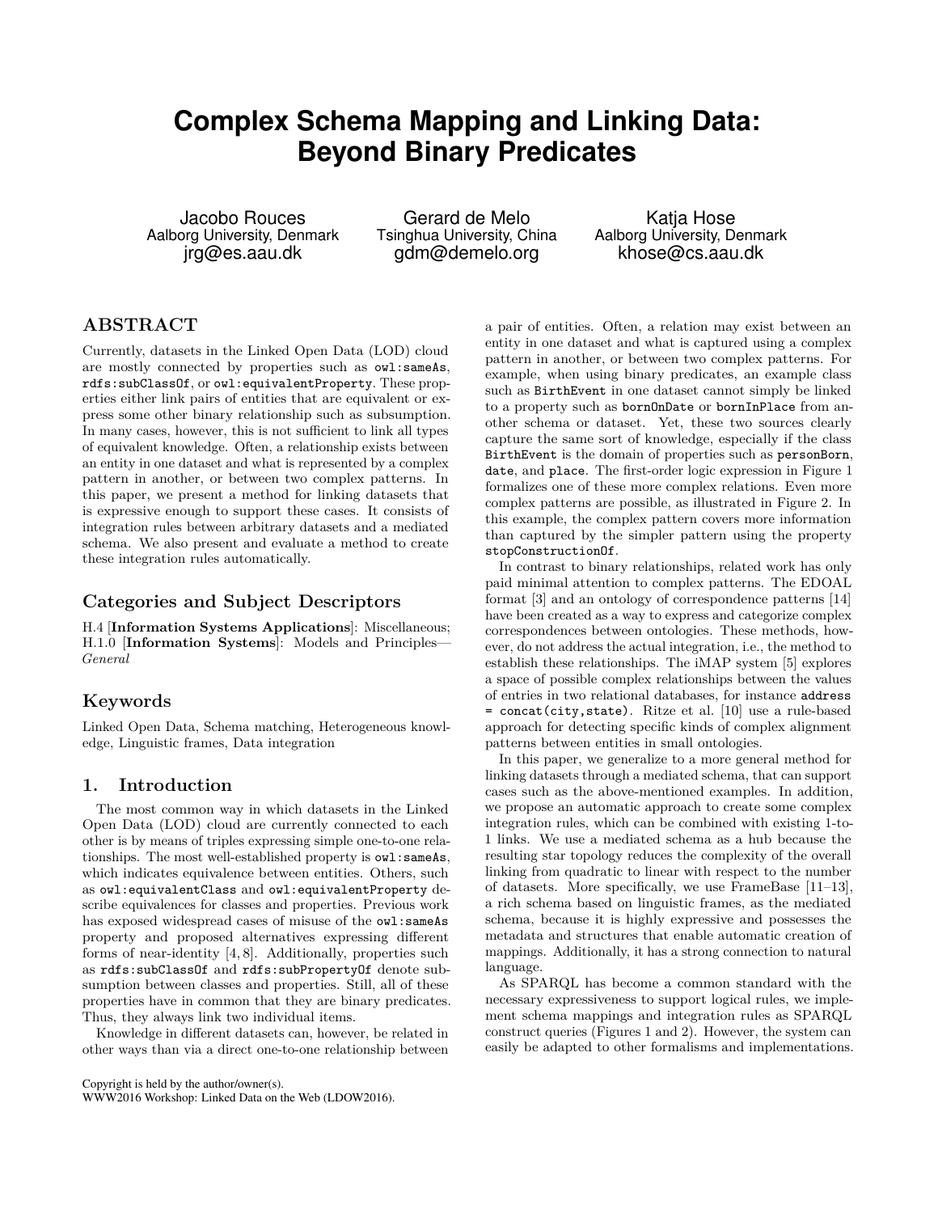# Complex Schema Mapping and Linking Data: Beyond Binary Predicates

Jacobo Rouces
Aalborg University, Denmark
jrg@es.aau.dk

Gerard de Melo
Tsinghua University, China
gdm@demelo.org

Katja Hose
Aalborg University, Denmark
khose@cs.aau.dk

## ABSTRACT

Currently, datasets in the Linked Open Data (LOD) cloud are mostly connected by properties such as `owl:sameAs`, `rdfs:subClassOf`, or `owl:equivalentProperty`. These properties either link pairs of entities that are equivalent or express some other binary relationship such as subsumption. In many cases, however, this is not sufficient to link all types of equivalent knowledge. Often, a relationship exists between an entity in one dataset and what is represented by a complex pattern in another, or between two complex patterns. In this paper, we present a method for linking datasets that is expressive enough to support these cases. It consists of integration rules between arbitrary datasets and a mediated schema. We also present and evaluate a method to create these integration rules automatically.

## Categories and Subject Descriptors

H.4 [**Information Systems Applications**]: Miscellaneous; H.1.0 [**Information Systems**]: Models and Principles—*General*

## Keywords

Linked Open Data, Schema matching, Heterogeneous knowledge, Linguistic frames, Data integration

## 1. Introduction

The most common way in which datasets in the Linked Open Data (LOD) cloud are currently connected to each other is by means of triples expressing simple one-to-one relationships. The most well-established property is `owl:sameAs`, which indicates equivalence between entities. Others, such as `owl:equivalentClass` and `owl:equivalentProperty` describe equivalences for classes and properties. Previous work has exposed widespread cases of misuse of the `owl:sameAs` property and proposed alternatives expressing different forms of near-identity [4, 8]. Additionally, properties such as `rdfs:subClassOf` and `rdfs:subPropertyOf` denote subsumption between classes and properties. Still, all of these properties have in common that they are binary predicates. Thus, they always link two individual items.

Knowledge in different datasets can, however, be related in other ways than via a direct one-to-one relationship between a pair of entities. Often, a relation may exist between an entity in one dataset and what is captured using a complex pattern in another, or between two complex patterns. For example, when using binary predicates, an example class such as `BirthEvent` in one dataset cannot simply be linked to a property such as `bornOnDate` or `bornInPlace` from another schema or dataset. Yet, these two sources clearly capture the same sort of knowledge, especially if the class `BirthEvent` is the domain of properties such as `personBorn`, `date`, and `place`. The first-order logic expression in Figure 1 formalizes one of these more complex relations. Even more complex patterns are possible, as illustrated in Figure 2. In this example, the complex pattern covers more information than captured by the simpler pattern using the property `stopConstructionOf`.

In contrast to binary relationships, related work has only paid minimal attention to complex patterns. The EDOAL format [3] and an ontology of correspondence patterns [14] have been created as a way to express and categorize complex correspondences between ontologies. These methods, however, do not address the actual integration, i.e., the method to establish these relationships. The iMAP system [5] explores a space of possible complex relationships between the values of entries in two relational databases, for instance `address = concat(city,state)`. Ritze et al. [10] use a rule-based approach for detecting specific kinds of complex alignment patterns between entities in small ontologies.

In this paper, we generalize to a more general method for linking datasets through a mediated schema, that can support cases such as the above-mentioned examples. In addition, we propose an automatic approach to create some complex integration rules, which can be combined with existing 1-to-1 links. We use a mediated schema as a hub because the resulting star topology reduces the complexity of the overall linking from quadratic to linear with respect to the number of datasets. More specifically, we use FrameBase [11–13], a rich schema based on linguistic frames, as the mediated schema, because it is highly expressive and possesses the metadata and structures that enable automatic creation of mappings. Additionally, it has a strong connection to natural language.

As SPARQL has become a common standard with the necessary expressiveness to support logical rules, we implement schema mappings and integration rules as SPARQL construct queries (Figures 1 and 2). However, the system can easily be adapted to other formalisms and implementations.

Copyright is held by the author/owner(s).
WWW2016 Workshop: Linked Data on the Web (LDOW2016).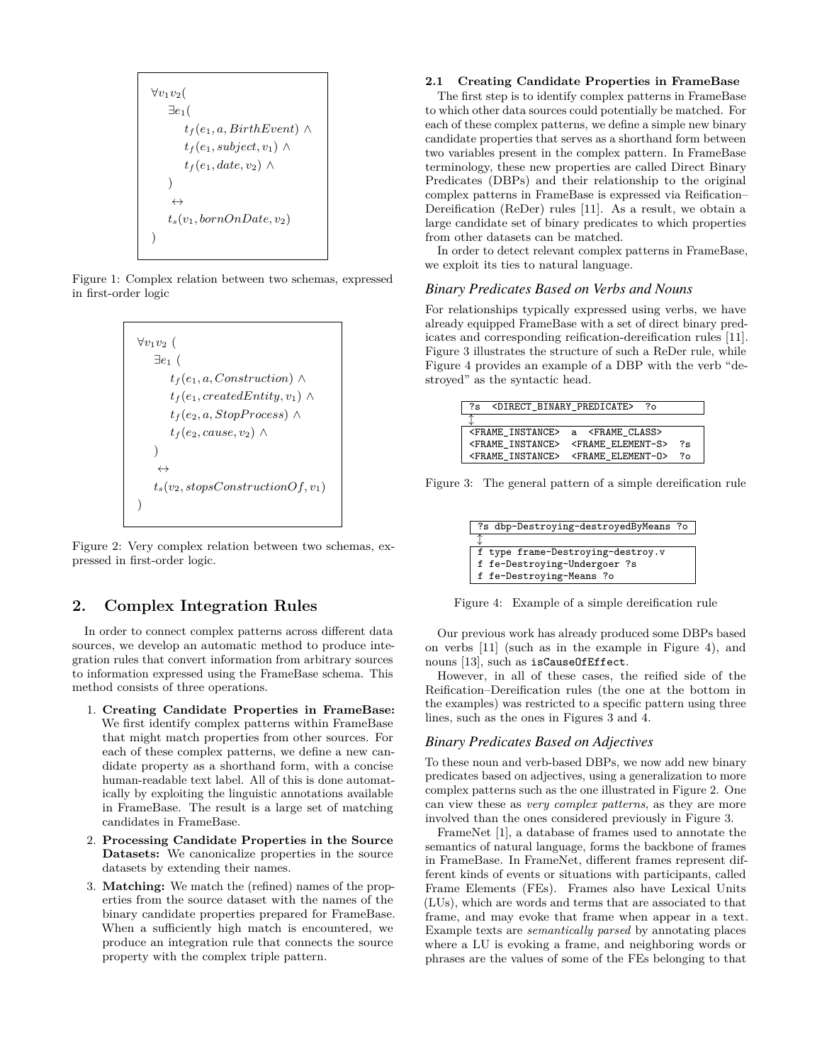$$
\begin{aligned}
&\forall v_1 v_2 ( \\
&\quad \exists e_1 ( \\
&\quad\quad t_f(e_1, a, BirthEvent) \wedge \\
&\quad\quad t_f(e_1, subject, v_1) \wedge \\
&\quad\quad t_f(e_1, date, v_2) \wedge \\
&\quad ) \\
&\quad \leftrightarrow \\
&\quad t_s(v_1, bornOnDate, v_2) \\
&)
\end{aligned}
$$

Figure 1: Complex relation between two schemas, expressed in first-order logic

$$
\begin{aligned}
&\forall v_1 v_2 \ ( \\
&\quad \exists e_1 \ ( \\
&\quad\quad t_f(e_1, a, Construction) \wedge \\
&\quad\quad t_f(e_1, createdEntity, v_1) \wedge \\
&\quad\quad t_f(e_2, a, StopProcess) \wedge \\
&\quad\quad t_f(e_2, cause, v_2) \wedge \\
&\quad ) \\
&\quad \leftrightarrow \\
&\quad t_s(v_2, stopsConstructionOf, v_1) \\
&)
\end{aligned}
$$

Figure 2: Very complex relation between two schemas, expressed in first-order logic.

## 2. Complex Integration Rules

In order to connect complex patterns across different data sources, we develop an automatic method to produce integration rules that convert information from arbitrary sources to information expressed using the FrameBase schema. This method consists of three operations.

1. **Creating Candidate Properties in FrameBase:** We first identify complex patterns within FrameBase that might match properties from other sources. For each of these complex patterns, we define a new candidate property as a shorthand form, with a concise human-readable text label. All of this is done automatically by exploiting the linguistic annotations available in FrameBase. The result is a large set of matching candidates in FrameBase.
2. **Processing Candidate Properties in the Source Datasets:** We canonicalize properties in the source datasets by extending their names.
3. **Matching:** We match the (refined) names of the properties from the source dataset with the names of the binary candidate properties prepared for FrameBase. When a sufficiently high match is encountered, we produce an integration rule that connects the source property with the complex triple pattern.

### 2.1 Creating Candidate Properties in FrameBase

The first step is to identify complex patterns in FrameBase to which other data sources could potentially be matched. For each of these complex patterns, we define a simple new binary candidate properties that serves as a shorthand form between two variables present in the complex pattern. In FrameBase terminology, these new properties are called Direct Binary Predicates (DBPs) and their relationship to the original complex patterns in FrameBase is expressed via Reification–Dereification (ReDer) rules [11]. As a result, we obtain a large candidate set of binary predicates to which properties from other datasets can be matched.

In order to detect relevant complex patterns in FrameBase, we exploit its ties to natural language.

#### *Binary Predicates Based on Verbs and Nouns*

For relationships typically expressed using verbs, we have already equipped FrameBase with a set of direct binary predicates and corresponding reification-dereification rules [11]. Figure 3 illustrates the structure of such a ReDer rule, while Figure 4 provides an example of a DBP with the verb "destroyed" as the syntactic head.

```
?s  <DIRECT_BINARY_PREDICATE>  ?o
↕
<FRAME_INSTANCE>  a  <FRAME_CLASS>
<FRAME_INSTANCE>  <FRAME_ELEMENT-S>  ?s
<FRAME_INSTANCE>  <FRAME_ELEMENT-O>  ?o
```

Figure 3: The general pattern of a simple dereification rule

```
?s dbp-Destroying-destroyedByMeans ?o
↕
f type frame-Destroying-destroy.v
f fe-Destroying-Undergoer ?s
f fe-Destroying-Means ?o
```

Figure 4: Example of a simple dereification rule

Our previous work has already produced some DBPs based on verbs [11] (such as in the example in Figure 4), and nouns [13], such as `isCauseOfEffect`.

However, in all of these cases, the reified side of the Reification–Dereification rules (the one at the bottom in the examples) was restricted to a specific pattern using three lines, such as the ones in Figures 3 and 4.

#### *Binary Predicates Based on Adjectives*

To these noun and verb-based DBPs, we now add new binary predicates based on adjectives, using a generalization to more complex patterns such as the one illustrated in Figure 2. One can view these as *very complex patterns*, as they are more involved than the ones considered previously in Figure 3.

FrameNet [1], a database of frames used to annotate the semantics of natural language, forms the backbone of frames in FrameBase. In FrameNet, different frames represent different kinds of events or situations with participants, called Frame Elements (FEs). Frames also have Lexical Units (LUs), which are words and terms that are associated to that frame, and may evoke that frame when appear in a text. Example texts are *semantically parsed* by annotating places where a LU is evoking a frame, and neighboring words or phrases are the values of some of the FEs belonging to that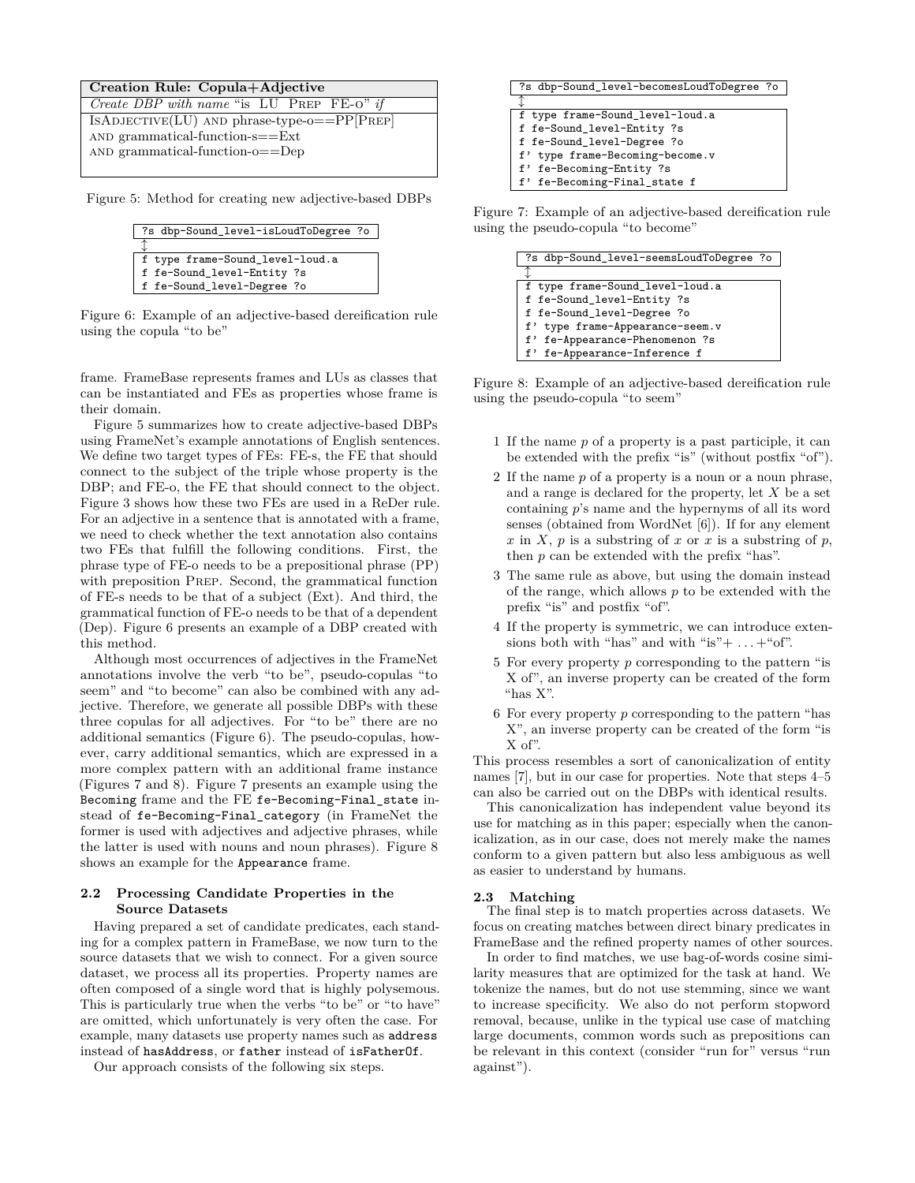| **Creation Rule: Copula+Adjective** |
|---|
| *Create DBP with name* "is LU PREP FE-O" *if* |
| ISADJECTIVE(LU) AND phrase-type-o==PP[PREP] AND grammatical-function-s==Ext AND grammatical-function-o==Dep |

Figure 5: Method for creating new adjective-based DBPs

```
?s dbp-Sound_level-isLoudToDegree ?o
↕
f type frame-Sound_level-loud.a
f fe-Sound_level-Entity ?s
f fe-Sound_level-Degree ?o
```

Figure 6: Example of an adjective-based dereification rule using the copula "to be"

frame. FrameBase represents frames and LUs as classes that can be instantiated and FEs as properties whose frame is their domain.

Figure 5 summarizes how to create adjective-based DBPs using FrameNet's example annotations of English sentences. We define two target types of FEs: FE-s, the FE that should connect to the subject of the triple whose property is the DBP; and FE-o, the FE that should connect to the object. Figure 3 shows how these two FEs are used in a ReDer rule. For an adjective in a sentence that is annotated with a frame, we need to check whether the text annotation also contains two FEs that fulfill the following conditions. First, the phrase type of FE-o needs to be a prepositional phrase (PP) with preposition PREP. Second, the grammatical function of FE-s needs to be that of a subject (Ext). And third, the grammatical function of FE-o needs to be that of a dependent (Dep). Figure 6 presents an example of a DBP created with this method.

Although most occurrences of adjectives in the FrameNet annotations involve the verb "to be", pseudo-copulas "to seem" and "to become" can also be combined with any adjective. Therefore, we generate all possible DBPs with these three copulas for all adjectives. For "to be" there are no additional semantics (Figure 6). The pseudo-copulas, however, carry additional semantics, which are expressed in a more complex pattern with an additional frame instance (Figures 7 and 8). Figure 7 presents an example using the `Becoming` frame and the FE `fe-Becoming-Final_state` instead of `fe-Becoming-Final_category` (in FrameNet the former is used with adjectives and adjective phrases, while the latter is used with nouns and noun phrases). Figure 8 shows an example for the `Appearance` frame.

```
?s dbp-Sound_level-becomesLoudToDegree ?o
↕
f type frame-Sound_level-loud.a
f fe-Sound_level-Entity ?s
f fe-Sound_level-Degree ?o
f' type frame-Becoming-become.v
f' fe-Becoming-Entity ?s
f' fe-Becoming-Final_state f
```

Figure 7: Example of an adjective-based dereification rule using the pseudo-copula "to become"

```
?s dbp-Sound_level-seemsLoudToDegree ?o
↕
f type frame-Sound_level-loud.a
f fe-Sound_level-Entity ?s
f fe-Sound_level-Degree ?o
f' type frame-Appearance-seem.v
f' fe-Appearance-Phenomenon ?s
f' fe-Appearance-Inference f
```

Figure 8: Example of an adjective-based dereification rule using the pseudo-copula "to seem"

### 2.2 Processing Candidate Properties in the Source Datasets

Having prepared a set of candidate predicates, each standing for a complex pattern in FrameBase, we now turn to the source datasets that we wish to connect. For a given source dataset, we process all its properties. Property names are often composed of a single word that is highly polysemous. This is particularly true when the verbs "to be" or "to have" are omitted, which unfortunately is very often the case. For example, many datasets use property names such as `address` instead of `hasAddress`, or `father` instead of `isFatherOf`.

Our approach consists of the following six steps.

1. If the name $p$ of a property is a past participle, it can be extended with the prefix "is" (without postfix "of").
2. If the name $p$ of a property is a noun or a noun phrase, and a range is declared for the property, let $X$ be a set containing $p$'s name and the hypernyms of all its word senses (obtained from WordNet [6]). If for any element $x$ in $X$, $p$ is a substring of $x$ or $x$ is a substring of $p$, then $p$ can be extended with the prefix "has".
3. The same rule as above, but using the domain instead of the range, which allows $p$ to be extended with the prefix "is" and postfix "of".
4. If the property is symmetric, we can introduce extensions both with "has" and with "is"+ ... +"of".
5. For every property $p$ corresponding to the pattern "is X of", an inverse property can be created of the form "has X".
6. For every property $p$ corresponding to the pattern "has X", an inverse property can be created of the form "is X of".

This process resembles a sort of canonicalization of entity names [7], but in our case for properties. Note that steps 4–5 can also be carried out on the DBPs with identical results.

This canonicalization has independent value beyond its use for matching as in this paper; especially when the canonicalization, as in our case, does not merely make the names conform to a given pattern but also less ambiguous as well as easier to understand by humans.

### 2.3 Matching

The final step is to match properties across datasets. We focus on creating matches between direct binary predicates in FrameBase and the refined property names of other sources.

In order to find matches, we use bag-of-words cosine similarity measures that are optimized for the task at hand. We tokenize the names, but do not use stemming, since we want to increase specificity. We also do not perform stopword removal, because, unlike in the typical use case of matching large documents, common words such as prepositions can be relevant in this context (consider "run for" versus "run against").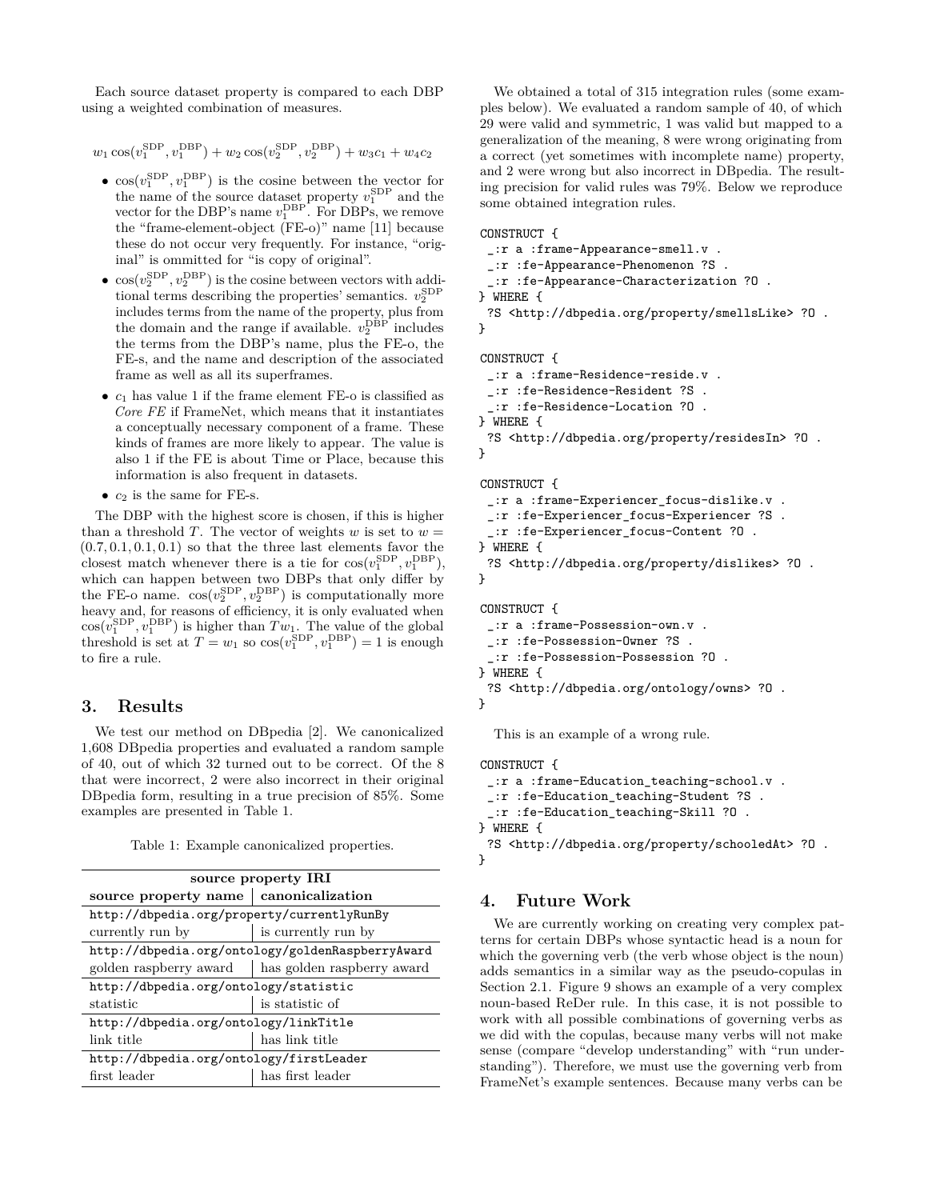Each source dataset property is compared to each DBP using a weighted combination of measures.

$$w_1 \cos(v_1^{\text{SDP}}, v_1^{\text{DBP}}) + w_2 \cos(v_2^{\text{SDP}}, v_2^{\text{DBP}}) + w_3 c_1 + w_4 c_2$$

- $\cos(v_1^{\text{SDP}}, v_1^{\text{DBP}})$ is the cosine between the vector for the name of the source dataset property $v_1^{\text{SDP}}$ and the vector for the DBP's name $v_1^{\text{DBP}}$. For DBPs, we remove the "frame-element-object (FE-o)" name [11] because these do not occur very frequently. For instance, "original" is ommitted for "is copy of original".
- $\cos(v_2^{\text{SDP}}, v_2^{\text{DBP}})$ is the cosine between vectors with additional terms describing the properties' semantics. $v_2^{\text{SDP}}$ includes terms from the name of the property, plus from the domain and the range if available. $v_2^{\text{DBP}}$ includes the terms from the DBP's name, plus the FE-o, the FE-s, and the name and description of the associated frame as well as all its superframes.
- $c_1$ has value 1 if the frame element FE-o is classified as *Core FE* if FrameNet, which means that it instantiates a conceptually necessary component of a frame. These kinds of frames are more likely to appear. The value is also 1 if the FE is about Time or Place, because this information is also frequent in datasets.
- $c_2$ is the same for FE-s.

The DBP with the highest score is chosen, if this is higher than a threshold $T$. The vector of weights $w$ is set to $w = (0.7, 0.1, 0.1, 0.1)$ so that the three last elements favor the closest match whenever there is a tie for $\cos(v_1^{\text{SDP}}, v_1^{\text{DBP}})$, which can happen between two DBPs that only differ by the FE-o name. $\cos(v_2^{\text{SDP}}, v_2^{\text{DBP}})$ is computationally more heavy and, for reasons of efficiency, it is only evaluated when $\cos(v_1^{\text{SDP}}, v_1^{\text{DBP}})$ is higher than $Tw_1$. The value of the global threshold is set at $T = w_1$ so $\cos(v_1^{\text{SDP}}, v_1^{\text{DBP}}) = 1$ is enough to fire a rule.

## 3. Results

We test our method on DBpedia [2]. We canonicalized 1,608 DBpedia properties and evaluated a random sample of 40, out of which 32 turned out to be correct. Of the 8 that were incorrect, 2 were also incorrect in their original DBpedia form, resulting in a true precision of 85%. Some examples are presented in Table 1.

Table 1: Example canonicalized properties.

| source property name | canonicalization |
|---|---|
| `http://dbpedia.org/property/currentlyRunBy` | |
| currently run by | is currently run by |
| `http://dbpedia.org/ontology/goldenRaspberryAward` | |
| golden raspberry award | has golden raspberry award |
| `http://dbpedia.org/ontology/statistic` | |
| statistic | is statistic of |
| `http://dbpedia.org/ontology/linkTitle` | |
| link title | has link title |
| `http://dbpedia.org/ontology/firstLeader` | |
| first leader | has first leader |

(Header: **source property IRI** spans both columns, followed by rows with source property name / canonicalization.)

We obtained a total of 315 integration rules (some examples below). We evaluated a random sample of 40, of which 29 were valid and symmetric, 1 was valid but mapped to a generalization of the meaning, 8 were wrong originating from a correct (yet sometimes with incomplete name) property, and 2 were wrong but also incorrect in DBpedia. The resulting precision for valid rules was 79%. Below we reproduce some obtained integration rules.

```
CONSTRUCT {
 _:r a :frame-Appearance-smell.v .
 _:r :fe-Appearance-Phenomenon ?S .
 _:r :fe-Appearance-Characterization ?O .
} WHERE {
 ?S <http://dbpedia.org/property/smellsLike> ?O .
}

CONSTRUCT {
 _:r a :frame-Residence-reside.v .
 _:r :fe-Residence-Resident ?S .
 _:r :fe-Residence-Location ?O .
} WHERE {
 ?S <http://dbpedia.org/property/residesIn> ?O .
}

CONSTRUCT {
 _:r a :frame-Experiencer_focus-dislike.v .
 _:r :fe-Experiencer_focus-Experiencer ?S .
 _:r :fe-Experiencer_focus-Content ?O .
} WHERE {
 ?S <http://dbpedia.org/property/dislikes> ?O .
}

CONSTRUCT {
 _:r a :frame-Possession-own.v .
 _:r :fe-Possession-Owner ?S .
 _:r :fe-Possession-Possession ?O .
} WHERE {
 ?S <http://dbpedia.org/ontology/owns> ?O .
}
```

This is an example of a wrong rule.

```
CONSTRUCT {
 _:r a :frame-Education_teaching-school.v .
 _:r :fe-Education_teaching-Student ?S .
 _:r :fe-Education_teaching-Skill ?O .
} WHERE {
 ?S <http://dbpedia.org/property/schooledAt> ?O .
}
```

## 4. Future Work

We are currently working on creating very complex patterns for certain DBPs whose syntactic head is a noun for which the governing verb (the verb whose object is the noun) adds semantics in a similar way as the pseudo-copulas in Section 2.1. Figure 9 shows an example of a very complex noun-based ReDer rule. In this case, it is not possible to work with all possible combinations of governing verbs as we did with the copulas, because many verbs will not make sense (compare "develop understanding" with "run understanding"). Therefore, we must use the governing verb from FrameNet's example sentences. Because many verbs can be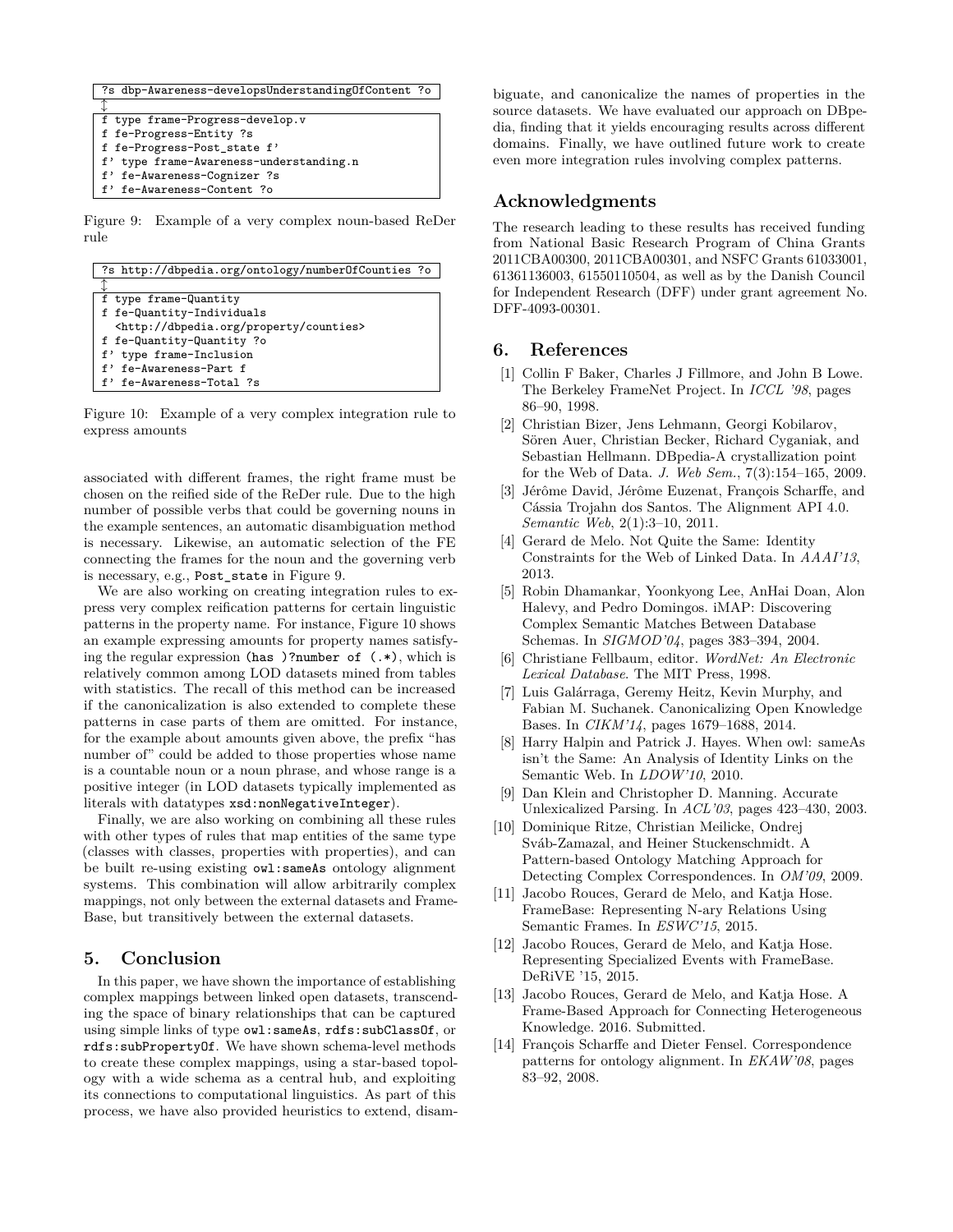```
?s dbp-Awareness-developsUnderstandingOfContent ?o
↕
f type frame-Progress-develop.v
f fe-Progress-Entity ?s
f fe-Progress-Post_state f'
f' type frame-Awareness-understanding.n
f' fe-Awareness-Cognizer ?s
f' fe-Awareness-Content ?o
```

Figure 9: Example of a very complex noun-based ReDer rule

```
?s http://dbpedia.org/ontology/numberOfCounties ?o
↕
f type frame-Quantity
f fe-Quantity-Individuals
  <http://dbpedia.org/property/counties>
f fe-Quantity-Quantity ?o
f' type frame-Inclusion
f' fe-Awareness-Part f
f' fe-Awareness-Total ?s
```

Figure 10: Example of a very complex integration rule to express amounts

associated with different frames, the right frame must be chosen on the reified side of the ReDer rule. Due to the high number of possible verbs that could be governing nouns in the example sentences, an automatic disambiguation method is necessary. Likewise, an automatic selection of the FE connecting the frames for the noun and the governing verb is necessary, e.g., `Post_state` in Figure 9.

We are also working on creating integration rules to express very complex reification patterns for certain linguistic patterns in the property name. For instance, Figure 10 shows an example expressing amounts for property names satisfying the regular expression `(has )?number of (.*)`, which is relatively common among LOD datasets mined from tables with statistics. The recall of this method can be increased if the canonicalization is also extended to complete these patterns in case parts of them are omitted. For instance, for the example about amounts given above, the prefix "has number of" could be added to those properties whose name is a countable noun or a noun phrase, and whose range is a positive integer (in LOD datasets typically implemented as literals with datatypes `xsd:nonNegativeInteger`).

Finally, we are also working on combining all these rules with other types of rules that map entities of the same type (classes with classes, properties with properties), and can be built re-using existing `owl:sameAs` ontology alignment systems. This combination will allow arbitrarily complex mappings, not only between the external datasets and FrameBase, but transitively between the external datasets.

## 5. Conclusion

In this paper, we have shown the importance of establishing complex mappings between linked open datasets, transcending the space of binary relationships that can be captured using simple links of type `owl:sameAs`, `rdfs:subClassOf`, or `rdfs:subPropertyOf`. We have shown schema-level methods to create these complex mappings, using a star-based topology with a wide schema as a central hub, and exploiting its connections to computational linguistics. As part of this process, we have also provided heuristics to extend, disambiguate, and canonicalize the names of properties in the source datasets. We have evaluated our approach on DBpedia, finding that it yields encouraging results across different domains. Finally, we have outlined future work to create even more integration rules involving complex patterns.

## Acknowledgments

The research leading to these results has received funding from National Basic Research Program of China Grants 2011CBA00300, 2011CBA00301, and NSFC Grants 61033001, 61361136003, 61550110504, as well as by the Danish Council for Independent Research (DFF) under grant agreement No. DFF-4093-00301.

## 6. References

[1] Collin F Baker, Charles J Fillmore, and John B Lowe. The Berkeley FrameNet Project. In *ICCL '98*, pages 86–90, 1998.

[2] Christian Bizer, Jens Lehmann, Georgi Kobilarov, Sören Auer, Christian Becker, Richard Cyganiak, and Sebastian Hellmann. DBpedia-A crystallization point for the Web of Data. *J. Web Sem.*, 7(3):154–165, 2009.

[3] Jérôme David, Jérôme Euzenat, François Scharffe, and Cássia Trojahn dos Santos. The Alignment API 4.0. *Semantic Web*, 2(1):3–10, 2011.

[4] Gerard de Melo. Not Quite the Same: Identity Constraints for the Web of Linked Data. In *AAAI'13*, 2013.

[5] Robin Dhamankar, Yoonkyong Lee, AnHai Doan, Alon Halevy, and Pedro Domingos. iMAP: Discovering Complex Semantic Matches Between Database Schemas. In *SIGMOD'04*, pages 383–394, 2004.

[6] Christiane Fellbaum, editor. *WordNet: An Electronic Lexical Database*. The MIT Press, 1998.

[7] Luis Galárraga, Geremy Heitz, Kevin Murphy, and Fabian M. Suchanek. Canonicalizing Open Knowledge Bases. In *CIKM'14*, pages 1679–1688, 2014.

[8] Harry Halpin and Patrick J. Hayes. When owl: sameAs isn't the Same: An Analysis of Identity Links on the Semantic Web. In *LDOW'10*, 2010.

[9] Dan Klein and Christopher D. Manning. Accurate Unlexicalized Parsing. In *ACL'03*, pages 423–430, 2003.

[10] Dominique Ritze, Christian Meilicke, Ondrej Sváb-Zamazal, and Heiner Stuckenschmidt. A Pattern-based Ontology Matching Approach for Detecting Complex Correspondences. In *OM'09*, 2009.

[11] Jacobo Rouces, Gerard de Melo, and Katja Hose. FrameBase: Representing N-ary Relations Using Semantic Frames. In *ESWC'15*, 2015.

[12] Jacobo Rouces, Gerard de Melo, and Katja Hose. Representing Specialized Events with FrameBase. DeRiVE '15, 2015.

[13] Jacobo Rouces, Gerard de Melo, and Katja Hose. A Frame-Based Approach for Connecting Heterogeneous Knowledge. 2016. Submitted.

[14] François Scharffe and Dieter Fensel. Correspondence patterns for ontology alignment. In *EKAW'08*, pages 83–92, 2008.